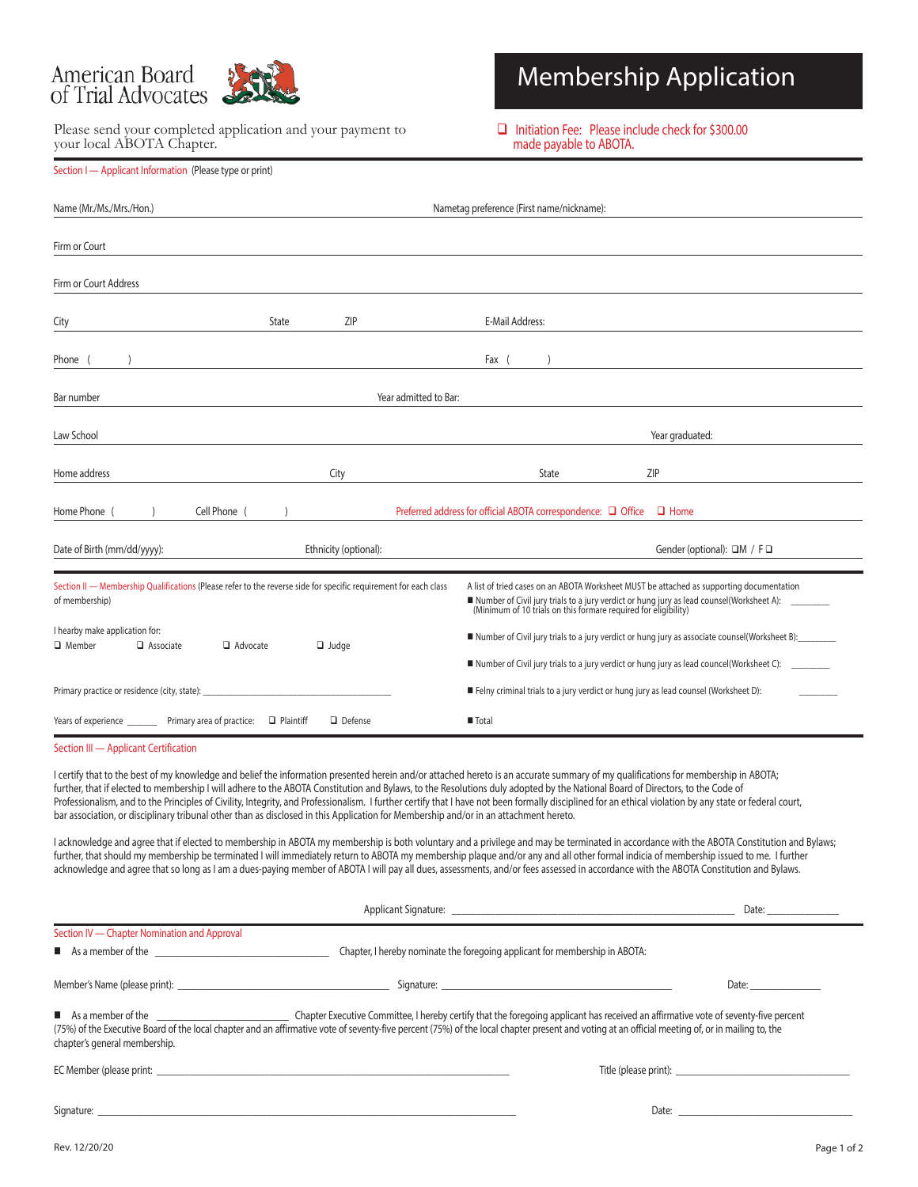American Board of Trial Advocates

# Membership Application

Please send your completed application and your payment to your local ABOTA Chapter.

❑ Initiation Fee: Please include check for $300.00 made payable to ABOTA.

## Section I — Applicant Information (Please type or print)

Name (Mr./Ms./Mrs./Hon.) ______________________ Nametag preference (First name/nickname): ______________________

Firm or Court ______________________

Firm or Court Address ______________________

City ____________ State ____ ZIP ________ E-Mail Address: ______________________

Phone ( ) ______________________ Fax ( ) ______________________

Bar number ______________________ Year admitted to Bar: ______________________

Law School ______________________ Year graduated: ______________________

Home address ______________________ City ____________ State ____ ZIP ________

Home Phone ( ) ____________ Cell Phone ( ) ____________ Preferred address for official ABOTA correspondence: ❑ Office ❑ Home

Date of Birth (mm/dd/yyyy): ____________ Ethnicity (optional): ____________ Gender (optional): ❑M / F ❑

## Section II — Membership Qualifications (Please refer to the reverse side for specific requirement for each class of membership)

I hearby make application for:
❑ Member ❑ Associate ❑ Advocate ❑ Judge

Primary practice or residence (city, state): ______________________

Years of experience _______ Primary area of practice: ❑ Plaintiff ❑ Defense

A list of tried cases on an ABOTA Worksheet MUST be attached as supporting documentation

- Number of Civil jury trials to a jury verdict or hung jury as lead counsel(Worksheet A): ________ (Minimum of 10 trials on this formare required for eligibility)
- Number of Civil jury trials to a jury verdict or hung jury as associate counsel(Worksheet B):________
- Number of Civil jury trials to a jury verdict or hung jury as lead councel(Worksheet C): ________
- Felny criminal trials to a jury verdict or hung jury as lead counsel (Worksheet D): ________
- Total

## Section III — Applicant Certification

I certify that to the best of my knowledge and belief the information presented herein and/or attached hereto is an accurate summary of my qualifications for membership in ABOTA; further, that if elected to membership I will adhere to the ABOTA Constitution and Bylaws, to the Resolutions duly adopted by the National Board of Directors, to the Code of Professionalism, and to the Principles of Civility, Integrity, and Professionalism. I further certify that I have not been formally disciplined for an ethical violation by any state or federal court, bar association, or disciplinary tribunal other than as disclosed in this Application for Membership and/or in an attachment hereto.

I acknowledge and agree that if elected to membership in ABOTA my membership is both voluntary and a privilege and may be terminated in accordance with the ABOTA Constitution and Bylaws; further, that should my membership be terminated I will immediately return to ABOTA my membership plaque and/or any and all other formal indicia of membership issued to me. I further acknowledge and agree that so long as I am a dues-paying member of ABOTA I will pay all dues, assessments, and/or fees assessed in accordance with the ABOTA Constitution and Bylaws.

Applicant Signature: ______________________ Date: ____________

## Section IV — Chapter Nomination and Approval

- As a member of the ______________________ Chapter, I hereby nominate the foregoing applicant for membership in ABOTA:

Member's Name (please print): ______________________ Signature: ______________________ Date: ____________

- As a member of the ______________________ Chapter Executive Committee, I hereby certify that the foregoing applicant has received an affirmative vote of seventy-five percent (75%) of the Executive Board of the local chapter and an affirmative vote of seventy-five percent (75%) of the local chapter present and voting at an official meeting of, or in mailing to, the chapter's general membership.

EC Member (please print: ______________________ Title (please print): ______________________

Signature: ______________________ Date: ______________________

Rev. 12/20/20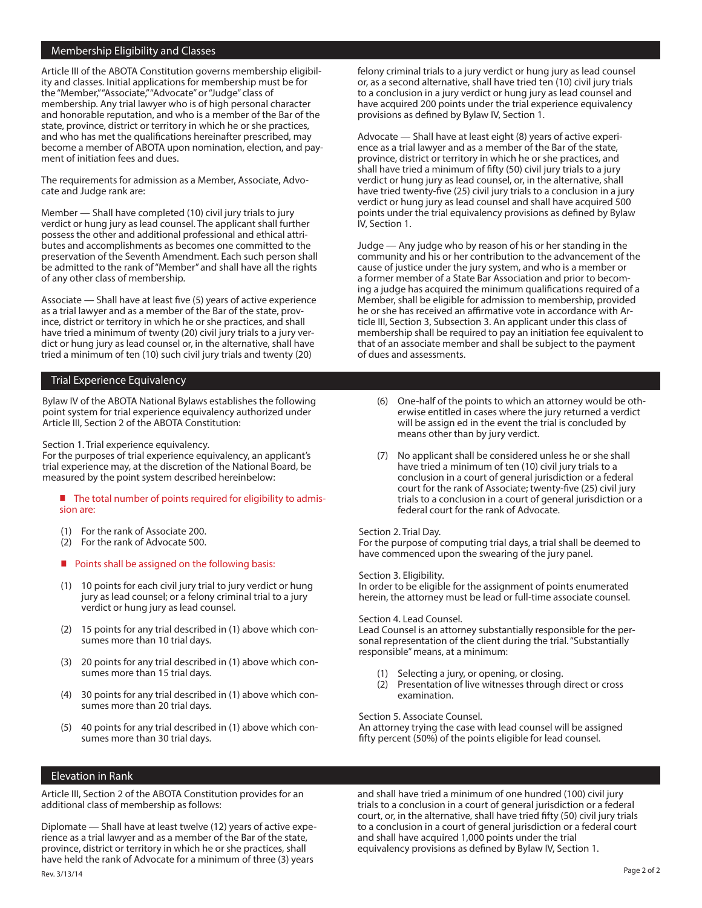## Membership Eligibility and Classes

Article III of the ABOTA Constitution governs membership eligibility and classes. Initial applications for membership must be for the "Member," "Associate," "Advocate" or "Judge" class of membership. Any trial lawyer who is of high personal character and honorable reputation, and who is a member of the Bar of the state, province, district or territory in which he or she practices, and who has met the qualifications hereinafter prescribed, may become a member of ABOTA upon nomination, election, and payment of initiation fees and dues.

The requirements for admission as a Member, Associate, Advocate and Judge rank are:

Member — Shall have completed (10) civil jury trials to jury verdict or hung jury as lead counsel. The applicant shall further possess the other and additional professional and ethical attributes and accomplishments as becomes one committed to the preservation of the Seventh Amendment. Each such person shall be admitted to the rank of "Member" and shall have all the rights of any other class of membership.

Associate — Shall have at least five (5) years of active experience as a trial lawyer and as a member of the Bar of the state, province, district or territory in which he or she practices, and shall have tried a minimum of twenty (20) civil jury trials to a jury verdict or hung jury as lead counsel or, in the alternative, shall have tried a minimum of ten (10) such civil jury trials and twenty (20) felony criminal trials to a jury verdict or hung jury as lead counsel or, as a second alternative, shall have tried ten (10) civil jury trials to a conclusion in a jury verdict or hung jury as lead counsel and have acquired 200 points under the trial experience equivalency provisions as defined by Bylaw IV, Section 1.

Advocate — Shall have at least eight (8) years of active experience as a trial lawyer and as a member of the Bar of the state, province, district or territory in which he or she practices, and shall have tried a minimum of fifty (50) civil jury trials to a jury verdict or hung jury as lead counsel, or, in the alternative, shall have tried twenty-five (25) civil jury trials to a conclusion in a jury verdict or hung jury as lead counsel and shall have acquired 500 points under the trial equivalency provisions as defined by Bylaw IV, Section 1.

Judge — Any judge who by reason of his or her standing in the community and his or her contribution to the advancement of the cause of justice under the jury system, and who is a member or a former member of a State Bar Association and prior to becoming a judge has acquired the minimum qualifications required of a Member, shall be eligible for admission to membership, provided he or she has received an affirmative vote in accordance with Article III, Section 3, Subsection 3. An applicant under this class of membership shall be required to pay an initiation fee equivalent to that of an associate member and shall be subject to the payment of dues and assessments.

## Trial Experience Equivalency

Bylaw IV of the ABOTA National Bylaws establishes the following point system for trial experience equivalency authorized under Article III, Section 2 of the ABOTA Constitution:

Section 1. Trial experience equivalency.
For the purposes of trial experience equivalency, an applicant's trial experience may, at the discretion of the National Board, be measured by the point system described hereinbelow:

- The total number of points required for eligibility to admission are:

(1) For the rank of Associate 200.
(2) For the rank of Advocate 500.

- Points shall be assigned on the following basis:

(1) 10 points for each civil jury trial to jury verdict or hung jury as lead counsel; or a felony criminal trial to a jury verdict or hung jury as lead counsel.

(2) 15 points for any trial described in (1) above which consumes more than 10 trial days.

(3) 20 points for any trial described in (1) above which consumes more than 15 trial days.

(4) 30 points for any trial described in (1) above which consumes more than 20 trial days.

(5) 40 points for any trial described in (1) above which consumes more than 30 trial days.

(6) One-half of the points to which an attorney would be otherwise entitled in cases where the jury returned a verdict will be assign ed in the event the trial is concluded by means other than by jury verdict.

(7) No applicant shall be considered unless he or she shall have tried a minimum of ten (10) civil jury trials to a conclusion in a court of general jurisdiction or a federal court for the rank of Associate; twenty-five (25) civil jury trials to a conclusion in a court of general jurisdiction or a federal court for the rank of Advocate.

Section 2. Trial Day.
For the purpose of computing trial days, a trial shall be deemed to have commenced upon the swearing of the jury panel.

Section 3. Eligibility.
In order to be eligible for the assignment of points enumerated herein, the attorney must be lead or full-time associate counsel.

Section 4. Lead Counsel.
Lead Counsel is an attorney substantially responsible for the personal representation of the client during the trial. "Substantially responsible" means, at a minimum:

(1) Selecting a jury, or opening, or closing.
(2) Presentation of live witnesses through direct or cross examination.

Section 5. Associate Counsel.
An attorney trying the case with lead counsel will be assigned fifty percent (50%) of the points eligible for lead counsel.

## Elevation in Rank

Article III, Section 2 of the ABOTA Constitution provides for an additional class of membership as follows:

Diplomate — Shall have at least twelve (12) years of active experience as a trial lawyer and as a member of the Bar of the state, province, district or territory in which he or she practices, shall have held the rank of Advocate for a minimum of three (3) years and shall have tried a minimum of one hundred (100) civil jury trials to a conclusion in a court of general jurisdiction or a federal court, or, in the alternative, shall have tried fifty (50) civil jury trials to a conclusion in a court of general jurisdiction or a federal court and shall have acquired 1,000 points under the trial equivalency provisions as defined by Bylaw IV, Section 1.

Rev. 3/13/14